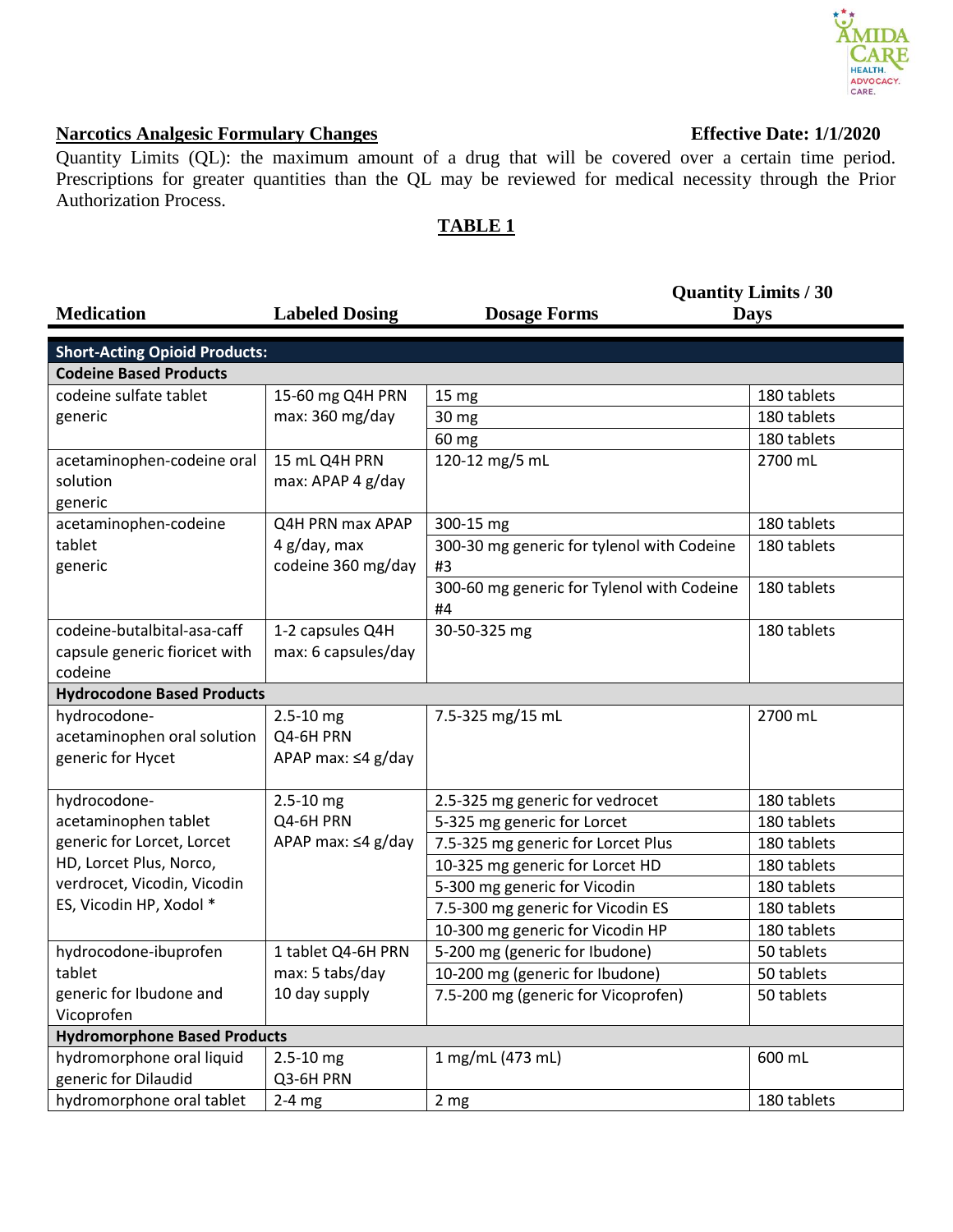**Narcotics Analgesic Formulary Changes** **Effective Date: 1/1/2020**

Quantity Limits (QL): the maximum amount of a drug that will be covered over a certain time period. Prescriptions for greater quantities than the QL may be reviewed for medical necessity through the Prior Authorization Process.

**TABLE 1**

| Medication | Labeled Dosing | Dosage Forms | Quantity Limits / 30 Days |
|---|---|---|---|
| **Short-Acting Opioid Products:** | | | |
| **Codeine Based Products** | | | |
| codeine sulfate tablet generic | 15-60 mg Q4H PRN max: 360 mg/day | 15 mg | 180 tablets |
| | | 30 mg | 180 tablets |
| | | 60 mg | 180 tablets |
| acetaminophen-codeine oral solution generic | 15 mL Q4H PRN max: APAP 4 g/day | 120-12 mg/5 mL | 2700 mL |
| acetaminophen-codeine tablet generic | Q4H PRN max APAP 4 g/day, max codeine 360 mg/day | 300-15 mg | 180 tablets |
| | | 300-30 mg generic for tylenol with Codeine #3 | 180 tablets |
| | | 300-60 mg generic for Tylenol with Codeine #4 | 180 tablets |
| codeine-butalbital-asa-caff capsule generic fioricet with codeine | 1-2 capsules Q4H max: 6 capsules/day | 30-50-325 mg | 180 tablets |
| **Hydrocodone Based Products** | | | |
| hydrocodone-acetaminophen oral solution generic for Hycet | 2.5-10 mg Q4-6H PRN APAP max: ≤4 g/day | 7.5-325 mg/15 mL | 2700 mL |
| hydrocodone-acetaminophen tablet generic for Lorcet, Lorcet HD, Lorcet Plus, Norco, verdrocet, Vicodin, Vicodin ES, Vicodin HP, Xodol * | 2.5-10 mg Q4-6H PRN APAP max: ≤4 g/day | 2.5-325 mg generic for vedrocet | 180 tablets |
| | | 5-325 mg generic for Lorcet | 180 tablets |
| | | 7.5-325 mg generic for Lorcet Plus | 180 tablets |
| | | 10-325 mg generic for Lorcet HD | 180 tablets |
| | | 5-300 mg generic for Vicodin | 180 tablets |
| | | 7.5-300 mg generic for Vicodin ES | 180 tablets |
| | | 10-300 mg generic for Vicodin HP | 180 tablets |
| hydrocodone-ibuprofen tablet generic for Ibudone and Vicoprofen | 1 tablet Q4-6H PRN max: 5 tabs/day 10 day supply | 5-200 mg (generic for Ibudone) | 50 tablets |
| | | 10-200 mg (generic for Ibudone) | 50 tablets |
| | | 7.5-200 mg (generic for Vicoprofen) | 50 tablets |
| **Hydromorphone Based Products** | | | |
| hydromorphone oral liquid generic for Dilaudid | 2.5-10 mg Q3-6H PRN | 1 mg/mL (473 mL) | 600 mL |
| hydromorphone oral tablet | 2-4 mg | 2 mg | 180 tablets |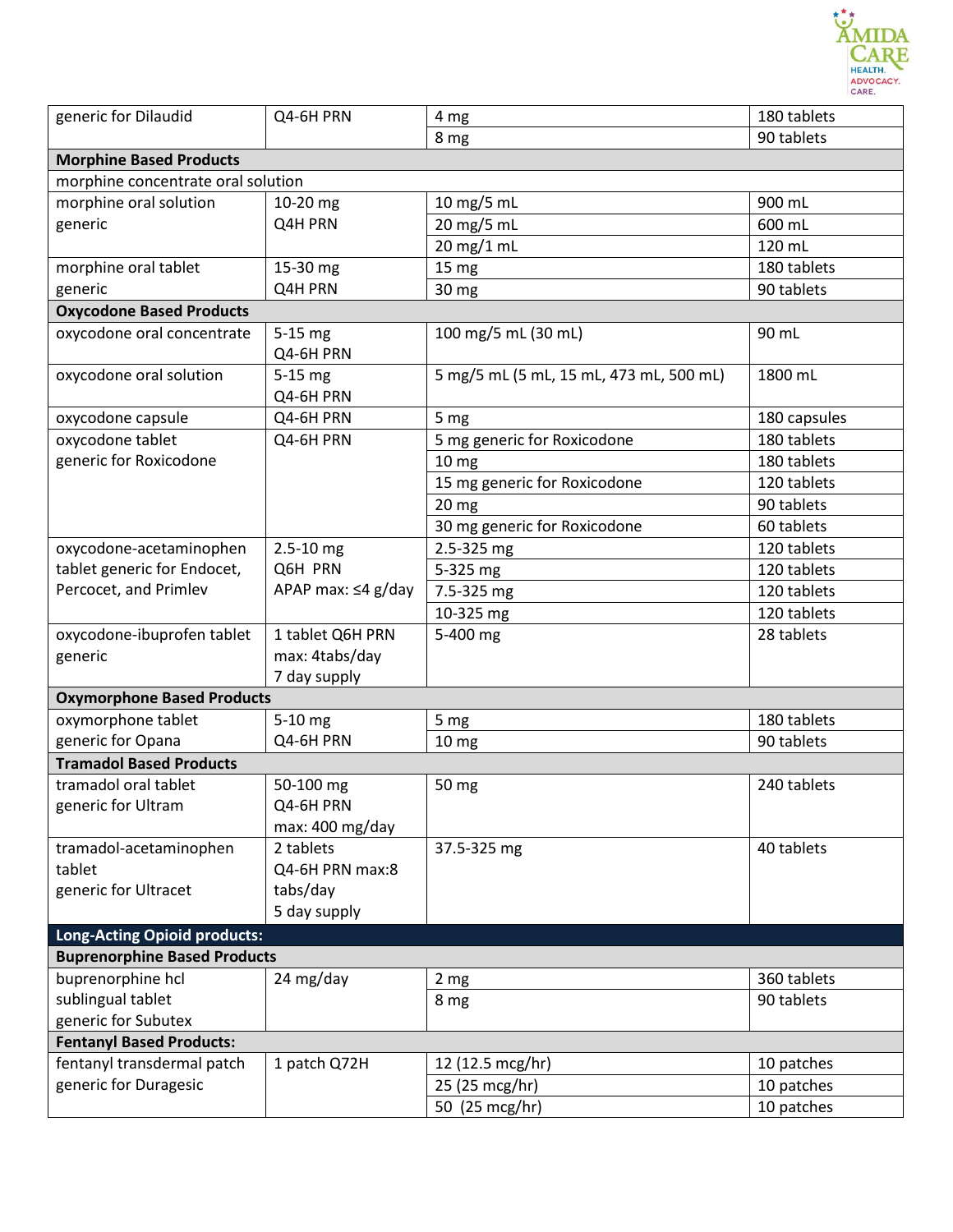| | | | |
|---|---|---|---|
| generic for Dilaudid | Q4-6H PRN | 4 mg | 180 tablets |
| | | 8 mg | 90 tablets |
| **Morphine Based Products** | | | |
| morphine concentrate oral solution | | | |
| morphine oral solution generic | 10-20 mg Q4H PRN | 10 mg/5 mL | 900 mL |
| | | 20 mg/5 mL | 600 mL |
| | | 20 mg/1 mL | 120 mL |
| morphine oral tablet generic | 15-30 mg Q4H PRN | 15 mg | 180 tablets |
| | | 30 mg | 90 tablets |
| **Oxycodone Based Products** | | | |
| oxycodone oral concentrate | 5-15 mg Q4-6H PRN | 100 mg/5 mL (30 mL) | 90 mL |
| oxycodone oral solution | 5-15 mg Q4-6H PRN | 5 mg/5 mL (5 mL, 15 mL, 473 mL, 500 mL) | 1800 mL |
| oxycodone capsule | Q4-6H PRN | 5 mg | 180 capsules |
| oxycodone tablet generic for Roxicodone | Q4-6H PRN | 5 mg generic for Roxicodone | 180 tablets |
| | | 10 mg | 180 tablets |
| | | 15 mg generic for Roxicodone | 120 tablets |
| | | 20 mg | 90 tablets |
| | | 30 mg generic for Roxicodone | 60 tablets |
| oxycodone-acetaminophen tablet generic for Endocet, Percocet, and Primlev | 2.5-10 mg Q6H PRN APAP max: ≤4 g/day | 2.5-325 mg | 120 tablets |
| | | 5-325 mg | 120 tablets |
| | | 7.5-325 mg | 120 tablets |
| | | 10-325 mg | 120 tablets |
| oxycodone-ibuprofen tablet generic | 1 tablet Q6H PRN max: 4tabs/day 7 day supply | 5-400 mg | 28 tablets |
| **Oxymorphone Based Products** | | | |
| oxymorphone tablet generic for Opana | 5-10 mg Q4-6H PRN | 5 mg | 180 tablets |
| | | 10 mg | 90 tablets |
| **Tramadol Based Products** | | | |
| tramadol oral tablet generic for Ultram | 50-100 mg Q4-6H PRN max: 400 mg/day | 50 mg | 240 tablets |
| tramadol-acetaminophen tablet generic for Ultracet | 2 tablets Q4-6H PRN max:8 tabs/day 5 day supply | 37.5-325 mg | 40 tablets |
| **Long-Acting Opioid products:** | | | |
| **Buprenorphine Based Products** | | | |
| buprenorphine hcl sublingual tablet generic for Subutex | 24 mg/day | 2 mg | 360 tablets |
| | | 8 mg | 90 tablets |
| **Fentanyl Based Products:** | | | |
| fentanyl transdermal patch generic for Duragesic | 1 patch Q72H | 12 (12.5 mcg/hr) | 10 patches |
| | | 25 (25 mcg/hr) | 10 patches |
| | | 50 (25 mcg/hr) | 10 patches |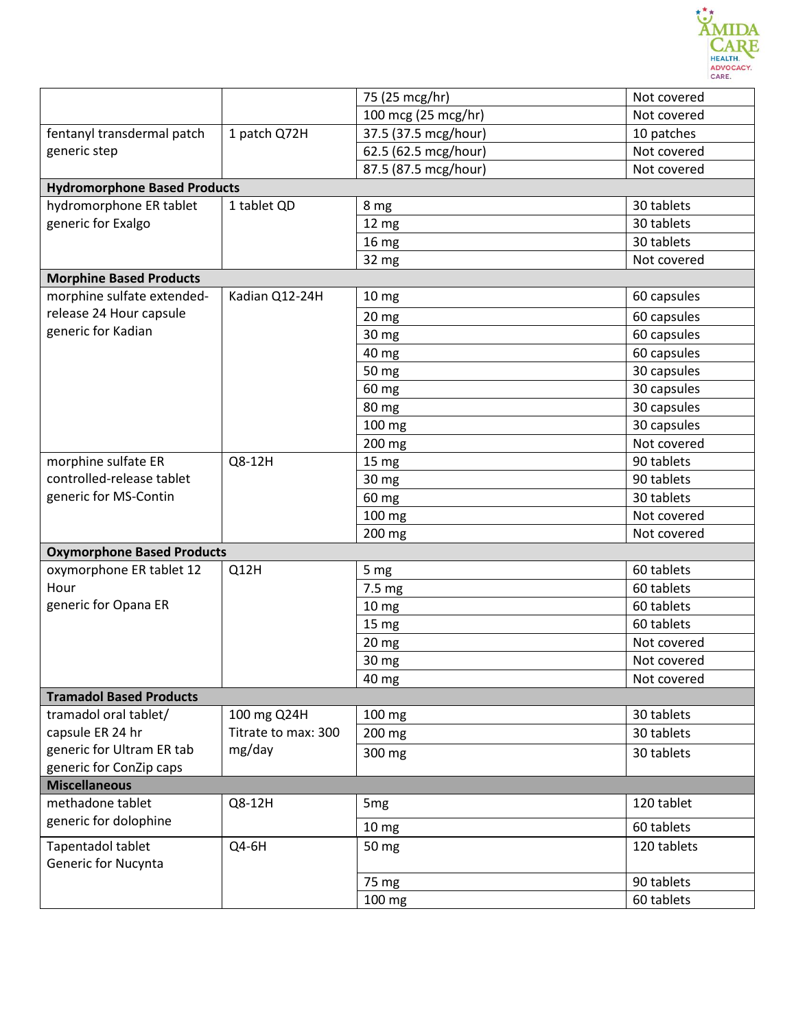| | | | |
|---|---|---|---|
| | | 75 (25 mcg/hr) | Not covered |
| | | 100 mcg (25 mcg/hr) | Not covered |
| fentanyl transdermal patch generic step | 1 patch Q72H | 37.5 (37.5 mcg/hour) | 10 patches |
| | | 62.5 (62.5 mcg/hour) | Not covered |
| | | 87.5 (87.5 mcg/hour) | Not covered |
| **Hydromorphone Based Products** | | | |
| hydromorphone ER tablet generic for Exalgo | 1 tablet QD | 8 mg | 30 tablets |
| | | 12 mg | 30 tablets |
| | | 16 mg | 30 tablets |
| | | 32 mg | Not covered |
| **Morphine Based Products** | | | |
| morphine sulfate extended-release 24 Hour capsule generic for Kadian | Kadian Q12-24H | 10 mg | 60 capsules |
| | | 20 mg | 60 capsules |
| | | 30 mg | 60 capsules |
| | | 40 mg | 60 capsules |
| | | 50 mg | 30 capsules |
| | | 60 mg | 30 capsules |
| | | 80 mg | 30 capsules |
| | | 100 mg | 30 capsules |
| | | 200 mg | Not covered |
| morphine sulfate ER controlled-release tablet generic for MS-Contin | Q8-12H | 15 mg | 90 tablets |
| | | 30 mg | 90 tablets |
| | | 60 mg | 30 tablets |
| | | 100 mg | Not covered |
| | | 200 mg | Not covered |
| **Oxymorphone Based Products** | | | |
| oxymorphone ER tablet 12 Hour generic for Opana ER | Q12H | 5 mg | 60 tablets |
| | | 7.5 mg | 60 tablets |
| | | 10 mg | 60 tablets |
| | | 15 mg | 60 tablets |
| | | 20 mg | Not covered |
| | | 30 mg | Not covered |
| | | 40 mg | Not covered |
| **Tramadol Based Products** | | | |
| tramadol oral tablet/ capsule ER 24 hr generic for Ultram ER tab generic for ConZip caps | 100 mg Q24H Titrate to max: 300 mg/day | 100 mg | 30 tablets |
| | | 200 mg | 30 tablets |
| | | 300 mg | 30 tablets |
| **Miscellaneous** | | | |
| methadone tablet generic for dolophine | Q8-12H | 5mg | 120 tablet |
| | | 10 mg | 60 tablets |
| Tapentadol tablet Generic for Nucynta | Q4-6H | 50 mg | 120 tablets |
| | | 75 mg | 90 tablets |
| | | 100 mg | 60 tablets |